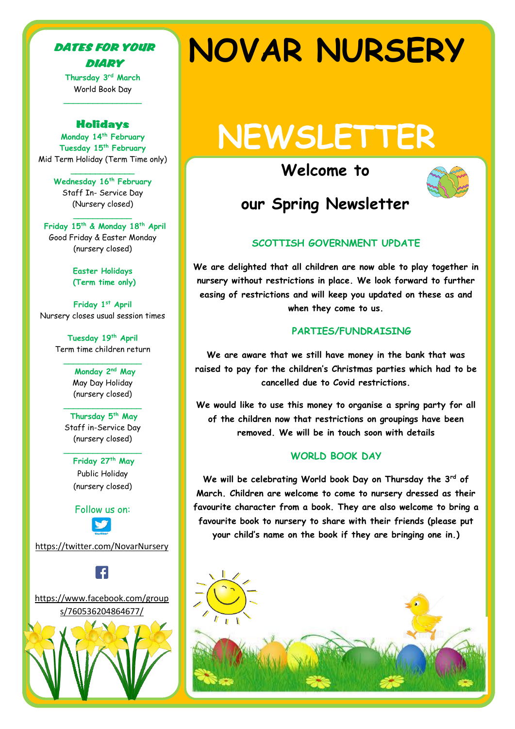# NOVAR NURSERY

# NEWSLETTER

## Welcome to our Spring Newsletter

### SCOTTISH GOVERNMENT UPDATE

**We are delighted that all children are now able to play together in nursery without restrictions in place. We look forward to further easing of restrictions and will keep you updated on these as and when they come to us.**

### PARTIES/FUNDRAISING

**We are aware that we still have money in the bank that was raised to pay for the children's Christmas parties which had to be cancelled due to Covid restrictions.**

**We would like to use this money to organise a spring party for all of the children now that restrictions on groupings have been removed. We will be in touch soon with details**

### WORLD BOOK DAY

**We will be celebrating World book Day on Thursday the 3rd of March. Children are welcome to come to nursery dressed as their favourite character from a book. They are also welcome to bring a favourite book to nursery to share with their friends (please put your child's name on the book if they are bringing one in.)**

---

## DATES FOR YOUR DIARY

**Thursday 3rd March**
World Book Day

---

### Holidays

**Monday 14th February**
**Tuesday 15th February**
Mid Term Holiday (Term Time only)

---

**Wednesday 16th February**
Staff In- Service Day
(Nursery closed)

---

**Friday 15th & Monday 18th April**
Good Friday & Easter Monday
(nursery closed)

**Easter Holidays**
**(Term time only)**

**Friday 1st April**
Nursery closes usual session times

**Tuesday 19th April**
Term time children return

---

**Monday 2nd May**
May Day Holiday
(nursery closed)

---

**Thursday 5th May**
Staff in-Service Day
(nursery closed)

---

**Friday 27th May**
Public Holiday
(nursery closed)

Follow us on:

https://twitter.com/NovarNursery

https://www.facebook.com/groups/760536204864677/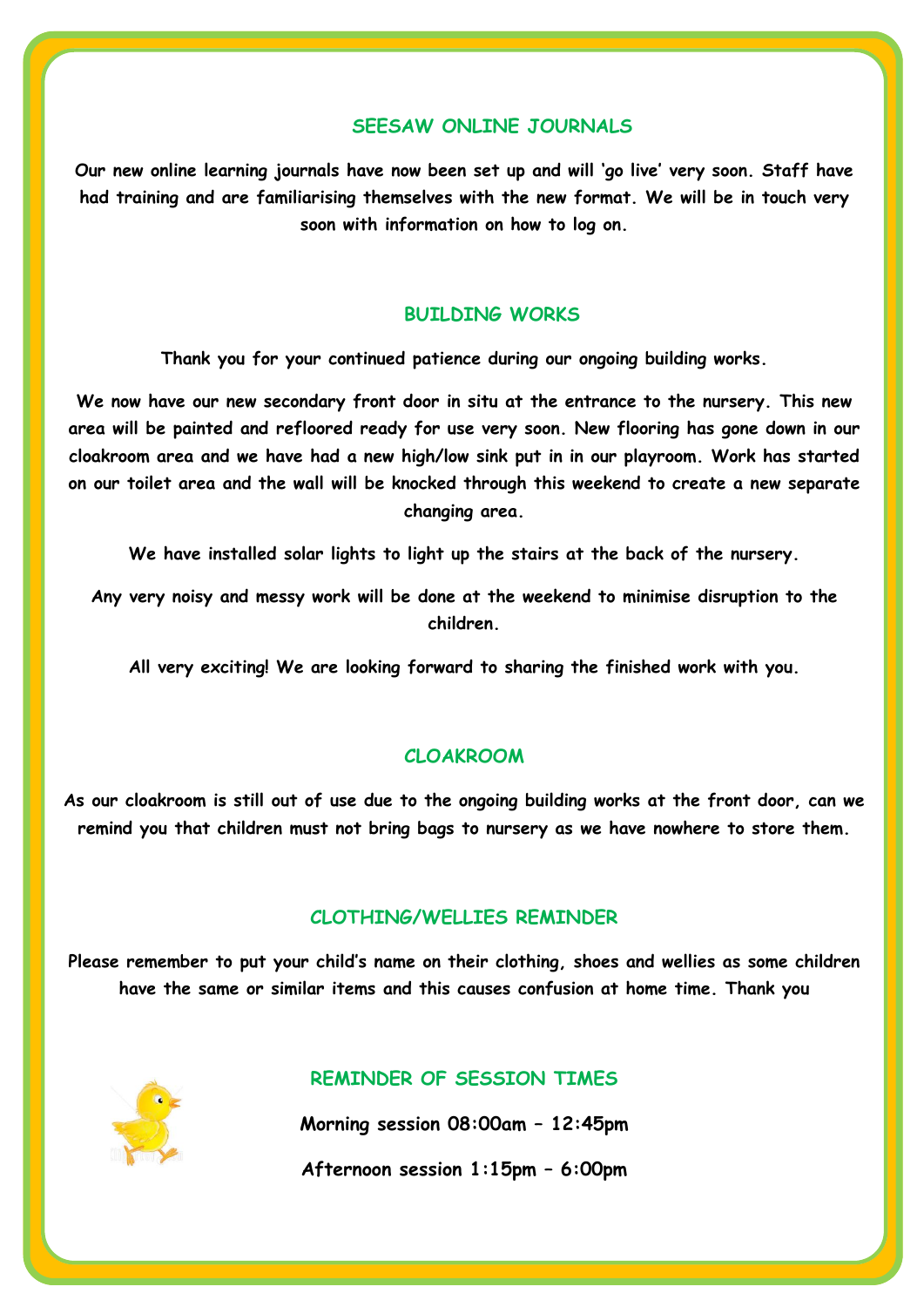## SEESAW ONLINE JOURNALS

**Our new online learning journals have now been set up and will 'go live' very soon. Staff have had training and are familiarising themselves with the new format. We will be in touch very soon with information on how to log on.**

## BUILDING WORKS

**Thank you for your continued patience during our ongoing building works.**

**We now have our new secondary front door in situ at the entrance to the nursery. This new area will be painted and refloored ready for use very soon. New flooring has gone down in our cloakroom area and we have had a new high/low sink put in in our playroom. Work has started on our toilet area and the wall will be knocked through this weekend to create a new separate changing area.**

**We have installed solar lights to light up the stairs at the back of the nursery.**

**Any very noisy and messy work will be done at the weekend to minimise disruption to the children.**

**All very exciting! We are looking forward to sharing the finished work with you.**

## CLOAKROOM

**As our cloakroom is still out of use due to the ongoing building works at the front door, can we remind you that children must not bring bags to nursery as we have nowhere to store them.**

## CLOTHING/WELLIES REMINDER

**Please remember to put your child's name on their clothing, shoes and wellies as some children have the same or similar items and this causes confusion at home time. Thank you**

## REMINDER OF SESSION TIMES

**Morning session 08:00am – 12:45pm**

**Afternoon session 1:15pm – 6:00pm**